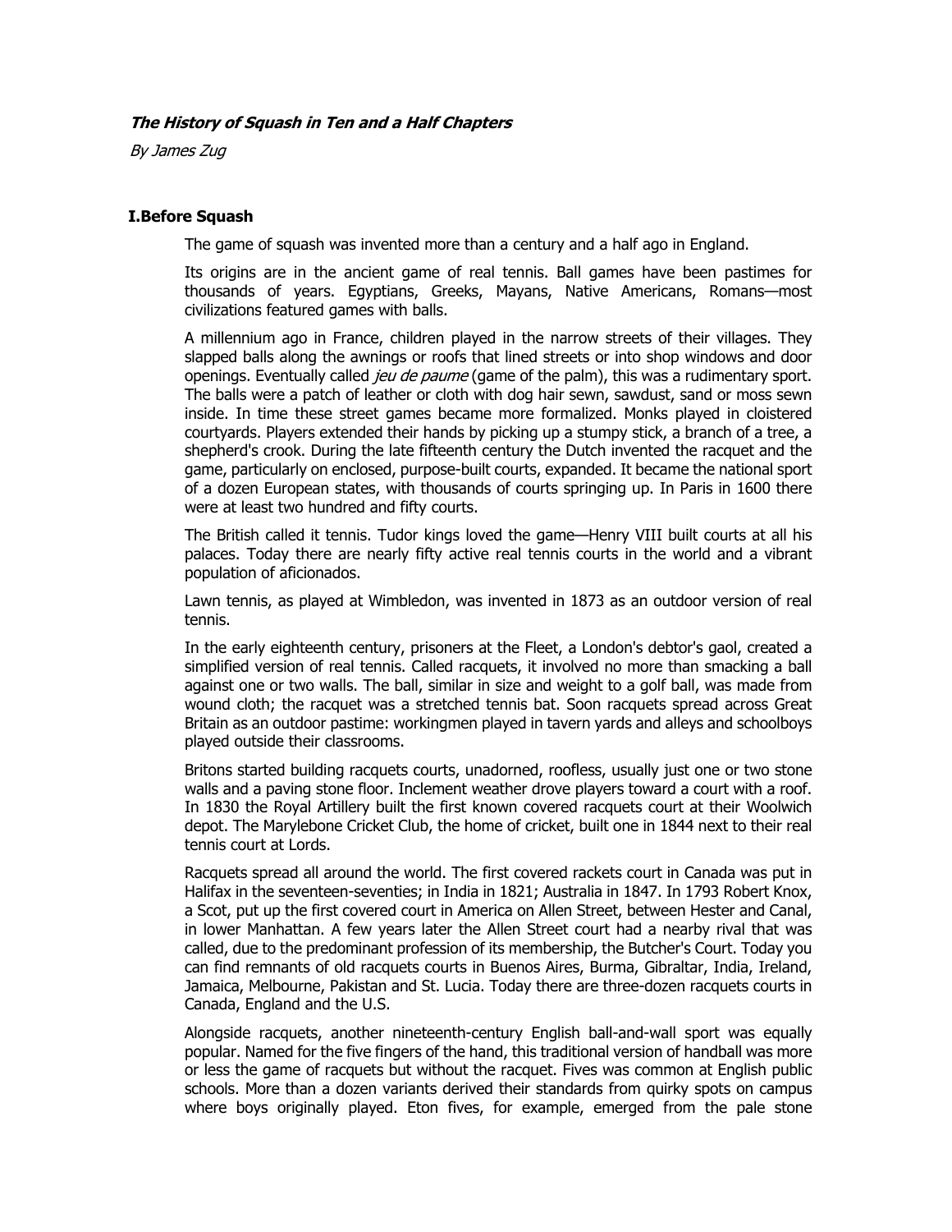***The History of Squash in Ten and a Half Chapters***

*By James Zug*

## I.Before Squash

The game of squash was invented more than a century and a half ago in England.

Its origins are in the ancient game of real tennis. Ball games have been pastimes for thousands of years. Egyptians, Greeks, Mayans, Native Americans, Romans—most civilizations featured games with balls.

A millennium ago in France, children played in the narrow streets of their villages. They slapped balls along the awnings or roofs that lined streets or into shop windows and door openings. Eventually called *jeu de paume* (game of the palm), this was a rudimentary sport. The balls were a patch of leather or cloth with dog hair sewn, sawdust, sand or moss sewn inside. In time these street games became more formalized. Monks played in cloistered courtyards. Players extended their hands by picking up a stumpy stick, a branch of a tree, a shepherd's crook. During the late fifteenth century the Dutch invented the racquet and the game, particularly on enclosed, purpose-built courts, expanded. It became the national sport of a dozen European states, with thousands of courts springing up. In Paris in 1600 there were at least two hundred and fifty courts.

The British called it tennis. Tudor kings loved the game—Henry VIII built courts at all his palaces. Today there are nearly fifty active real tennis courts in the world and a vibrant population of aficionados.

Lawn tennis, as played at Wimbledon, was invented in 1873 as an outdoor version of real tennis.

In the early eighteenth century, prisoners at the Fleet, a London's debtor's gaol, created a simplified version of real tennis. Called racquets, it involved no more than smacking a ball against one or two walls. The ball, similar in size and weight to a golf ball, was made from wound cloth; the racquet was a stretched tennis bat. Soon racquets spread across Great Britain as an outdoor pastime: workingmen played in tavern yards and alleys and schoolboys played outside their classrooms.

Britons started building racquets courts, unadorned, roofless, usually just one or two stone walls and a paving stone floor. Inclement weather drove players toward a court with a roof. In 1830 the Royal Artillery built the first known covered racquets court at their Woolwich depot. The Marylebone Cricket Club, the home of cricket, built one in 1844 next to their real tennis court at Lords.

Racquets spread all around the world. The first covered rackets court in Canada was put in Halifax in the seventeen-seventies; in India in 1821; Australia in 1847. In 1793 Robert Knox, a Scot, put up the first covered court in America on Allen Street, between Hester and Canal, in lower Manhattan. A few years later the Allen Street court had a nearby rival that was called, due to the predominant profession of its membership, the Butcher's Court. Today you can find remnants of old racquets courts in Buenos Aires, Burma, Gibraltar, India, Ireland, Jamaica, Melbourne, Pakistan and St. Lucia. Today there are three-dozen racquets courts in Canada, England and the U.S.

Alongside racquets, another nineteenth-century English ball-and-wall sport was equally popular. Named for the five fingers of the hand, this traditional version of handball was more or less the game of racquets but without the racquet. Fives was common at English public schools. More than a dozen variants derived their standards from quirky spots on campus where boys originally played. Eton fives, for example, emerged from the pale stone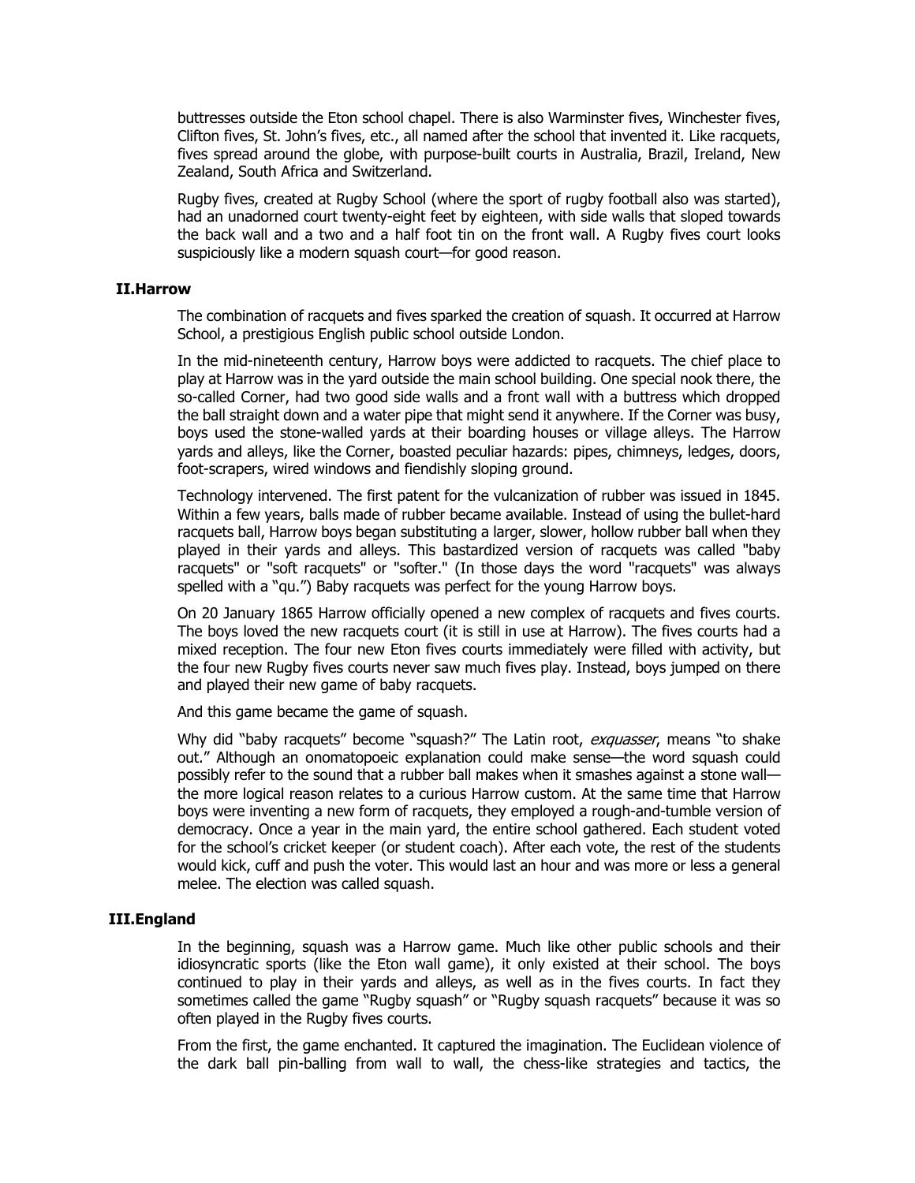buttresses outside the Eton school chapel. There is also Warminster fives, Winchester fives, Clifton fives, St. John's fives, etc., all named after the school that invented it. Like racquets, fives spread around the globe, with purpose-built courts in Australia, Brazil, Ireland, New Zealand, South Africa and Switzerland.

Rugby fives, created at Rugby School (where the sport of rugby football also was started), had an unadorned court twenty-eight feet by eighteen, with side walls that sloped towards the back wall and a two and a half foot tin on the front wall. A Rugby fives court looks suspiciously like a modern squash court—for good reason.

## II. Harrow

The combination of racquets and fives sparked the creation of squash. It occurred at Harrow School, a prestigious English public school outside London.

In the mid-nineteenth century, Harrow boys were addicted to racquets. The chief place to play at Harrow was in the yard outside the main school building. One special nook there, the so-called Corner, had two good side walls and a front wall with a buttress which dropped the ball straight down and a water pipe that might send it anywhere. If the Corner was busy, boys used the stone-walled yards at their boarding houses or village alleys. The Harrow yards and alleys, like the Corner, boasted peculiar hazards: pipes, chimneys, ledges, doors, foot-scrapers, wired windows and fiendishly sloping ground.

Technology intervened. The first patent for the vulcanization of rubber was issued in 1845. Within a few years, balls made of rubber became available. Instead of using the bullet-hard racquets ball, Harrow boys began substituting a larger, slower, hollow rubber ball when they played in their yards and alleys. This bastardized version of racquets was called "baby racquets" or "soft racquets" or "softer." (In those days the word "racquets" was always spelled with a "qu.") Baby racquets was perfect for the young Harrow boys.

On 20 January 1865 Harrow officially opened a new complex of racquets and fives courts. The boys loved the new racquets court (it is still in use at Harrow). The fives courts had a mixed reception. The four new Eton fives courts immediately were filled with activity, but the four new Rugby fives courts never saw much fives play. Instead, boys jumped on there and played their new game of baby racquets.

And this game became the game of squash.

Why did "baby racquets" become "squash?" The Latin root, *exquasser*, means "to shake out." Although an onomatopoeic explanation could make sense—the word squash could possibly refer to the sound that a rubber ball makes when it smashes against a stone wall—the more logical reason relates to a curious Harrow custom. At the same time that Harrow boys were inventing a new form of racquets, they employed a rough-and-tumble version of democracy. Once a year in the main yard, the entire school gathered. Each student voted for the school's cricket keeper (or student coach). After each vote, the rest of the students would kick, cuff and push the voter. This would last an hour and was more or less a general melee. The election was called squash.

## III. England

In the beginning, squash was a Harrow game. Much like other public schools and their idiosyncratic sports (like the Eton wall game), it only existed at their school. The boys continued to play in their yards and alleys, as well as in the fives courts. In fact they sometimes called the game "Rugby squash" or "Rugby squash racquets" because it was so often played in the Rugby fives courts.

From the first, the game enchanted. It captured the imagination. The Euclidean violence of the dark ball pin-balling from wall to wall, the chess-like strategies and tactics, the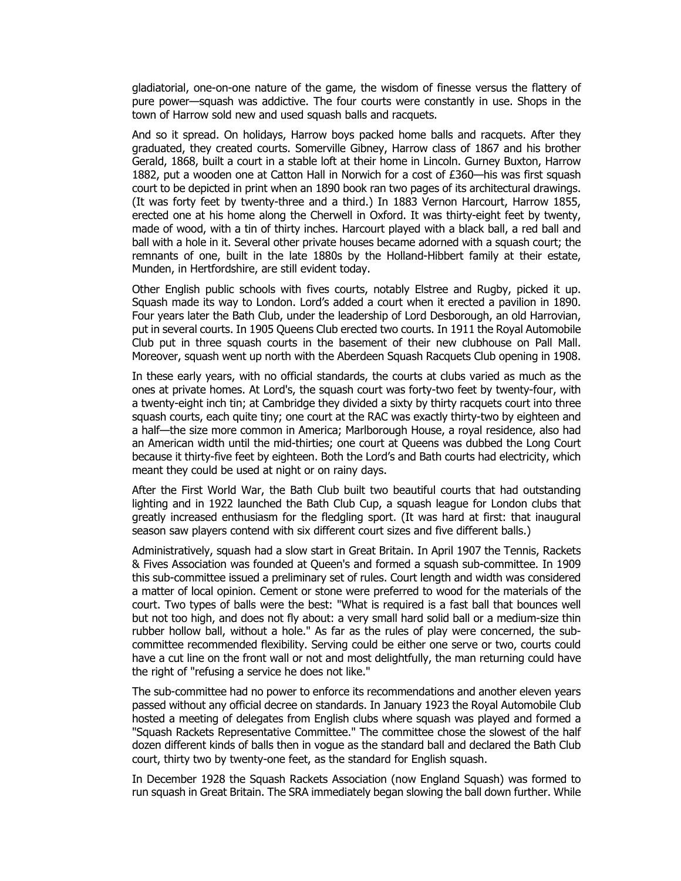gladiatorial, one-on-one nature of the game, the wisdom of finesse versus the flattery of pure power—squash was addictive. The four courts were constantly in use. Shops in the town of Harrow sold new and used squash balls and racquets.

And so it spread. On holidays, Harrow boys packed home balls and racquets. After they graduated, they created courts. Somerville Gibney, Harrow class of 1867 and his brother Gerald, 1868, built a court in a stable loft at their home in Lincoln. Gurney Buxton, Harrow 1882, put a wooden one at Catton Hall in Norwich for a cost of £360—his was first squash court to be depicted in print when an 1890 book ran two pages of its architectural drawings. (It was forty feet by twenty-three and a third.) In 1883 Vernon Harcourt, Harrow 1855, erected one at his home along the Cherwell in Oxford. It was thirty-eight feet by twenty, made of wood, with a tin of thirty inches. Harcourt played with a black ball, a red ball and ball with a hole in it. Several other private houses became adorned with a squash court; the remnants of one, built in the late 1880s by the Holland-Hibbert family at their estate, Munden, in Hertfordshire, are still evident today.

Other English public schools with fives courts, notably Elstree and Rugby, picked it up. Squash made its way to London. Lord's added a court when it erected a pavilion in 1890. Four years later the Bath Club, under the leadership of Lord Desborough, an old Harrovian, put in several courts. In 1905 Queens Club erected two courts. In 1911 the Royal Automobile Club put in three squash courts in the basement of their new clubhouse on Pall Mall. Moreover, squash went up north with the Aberdeen Squash Racquets Club opening in 1908.

In these early years, with no official standards, the courts at clubs varied as much as the ones at private homes. At Lord's, the squash court was forty-two feet by twenty-four, with a twenty-eight inch tin; at Cambridge they divided a sixty by thirty racquets court into three squash courts, each quite tiny; one court at the RAC was exactly thirty-two by eighteen and a half—the size more common in America; Marlborough House, a royal residence, also had an American width until the mid-thirties; one court at Queens was dubbed the Long Court because it thirty-five feet by eighteen. Both the Lord's and Bath courts had electricity, which meant they could be used at night or on rainy days.

After the First World War, the Bath Club built two beautiful courts that had outstanding lighting and in 1922 launched the Bath Club Cup, a squash league for London clubs that greatly increased enthusiasm for the fledgling sport. (It was hard at first: that inaugural season saw players contend with six different court sizes and five different balls.)

Administratively, squash had a slow start in Great Britain. In April 1907 the Tennis, Rackets & Fives Association was founded at Queen's and formed a squash sub-committee. In 1909 this sub-committee issued a preliminary set of rules. Court length and width was considered a matter of local opinion. Cement or stone were preferred to wood for the materials of the court. Two types of balls were the best: "What is required is a fast ball that bounces well but not too high, and does not fly about: a very small hard solid ball or a medium-size thin rubber hollow ball, without a hole." As far as the rules of play were concerned, the sub-committee recommended flexibility. Serving could be either one serve or two, courts could have a cut line on the front wall or not and most delightfully, the man returning could have the right of "refusing a service he does not like."

The sub-committee had no power to enforce its recommendations and another eleven years passed without any official decree on standards. In January 1923 the Royal Automobile Club hosted a meeting of delegates from English clubs where squash was played and formed a "Squash Rackets Representative Committee." The committee chose the slowest of the half dozen different kinds of balls then in vogue as the standard ball and declared the Bath Club court, thirty two by twenty-one feet, as the standard for English squash.

In December 1928 the Squash Rackets Association (now England Squash) was formed to run squash in Great Britain. The SRA immediately began slowing the ball down further. While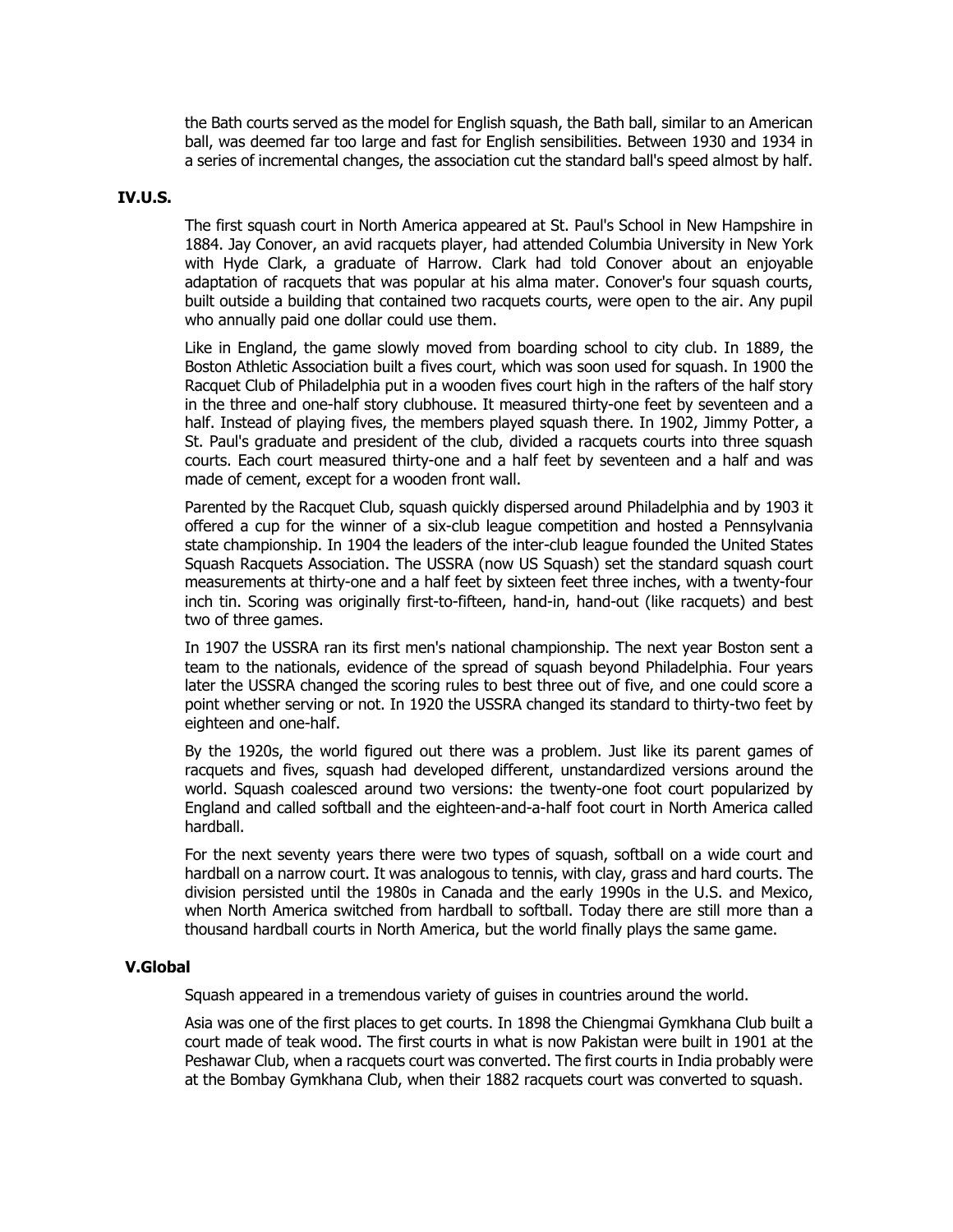the Bath courts served as the model for English squash, the Bath ball, similar to an American ball, was deemed far too large and fast for English sensibilities. Between 1930 and 1934 in a series of incremental changes, the association cut the standard ball's speed almost by half.

## IV.U.S.

The first squash court in North America appeared at St. Paul's School in New Hampshire in 1884. Jay Conover, an avid racquets player, had attended Columbia University in New York with Hyde Clark, a graduate of Harrow. Clark had told Conover about an enjoyable adaptation of racquets that was popular at his alma mater. Conover's four squash courts, built outside a building that contained two racquets courts, were open to the air. Any pupil who annually paid one dollar could use them.

Like in England, the game slowly moved from boarding school to city club. In 1889, the Boston Athletic Association built a fives court, which was soon used for squash. In 1900 the Racquet Club of Philadelphia put in a wooden fives court high in the rafters of the half story in the three and one-half story clubhouse. It measured thirty-one feet by seventeen and a half. Instead of playing fives, the members played squash there. In 1902, Jimmy Potter, a St. Paul's graduate and president of the club, divided a racquets courts into three squash courts. Each court measured thirty-one and a half feet by seventeen and a half and was made of cement, except for a wooden front wall.

Parented by the Racquet Club, squash quickly dispersed around Philadelphia and by 1903 it offered a cup for the winner of a six-club league competition and hosted a Pennsylvania state championship. In 1904 the leaders of the inter-club league founded the United States Squash Racquets Association. The USSRA (now US Squash) set the standard squash court measurements at thirty-one and a half feet by sixteen feet three inches, with a twenty-four inch tin. Scoring was originally first-to-fifteen, hand-in, hand-out (like racquets) and best two of three games.

In 1907 the USSRA ran its first men's national championship. The next year Boston sent a team to the nationals, evidence of the spread of squash beyond Philadelphia. Four years later the USSRA changed the scoring rules to best three out of five, and one could score a point whether serving or not. In 1920 the USSRA changed its standard to thirty-two feet by eighteen and one-half.

By the 1920s, the world figured out there was a problem. Just like its parent games of racquets and fives, squash had developed different, unstandardized versions around the world. Squash coalesced around two versions: the twenty-one foot court popularized by England and called softball and the eighteen-and-a-half foot court in North America called hardball.

For the next seventy years there were two types of squash, softball on a wide court and hardball on a narrow court. It was analogous to tennis, with clay, grass and hard courts. The division persisted until the 1980s in Canada and the early 1990s in the U.S. and Mexico, when North America switched from hardball to softball. Today there are still more than a thousand hardball courts in North America, but the world finally plays the same game.

## V.Global

Squash appeared in a tremendous variety of guises in countries around the world.

Asia was one of the first places to get courts. In 1898 the Chiengmai Gymkhana Club built a court made of teak wood. The first courts in what is now Pakistan were built in 1901 at the Peshawar Club, when a racquets court was converted. The first courts in India probably were at the Bombay Gymkhana Club, when their 1882 racquets court was converted to squash.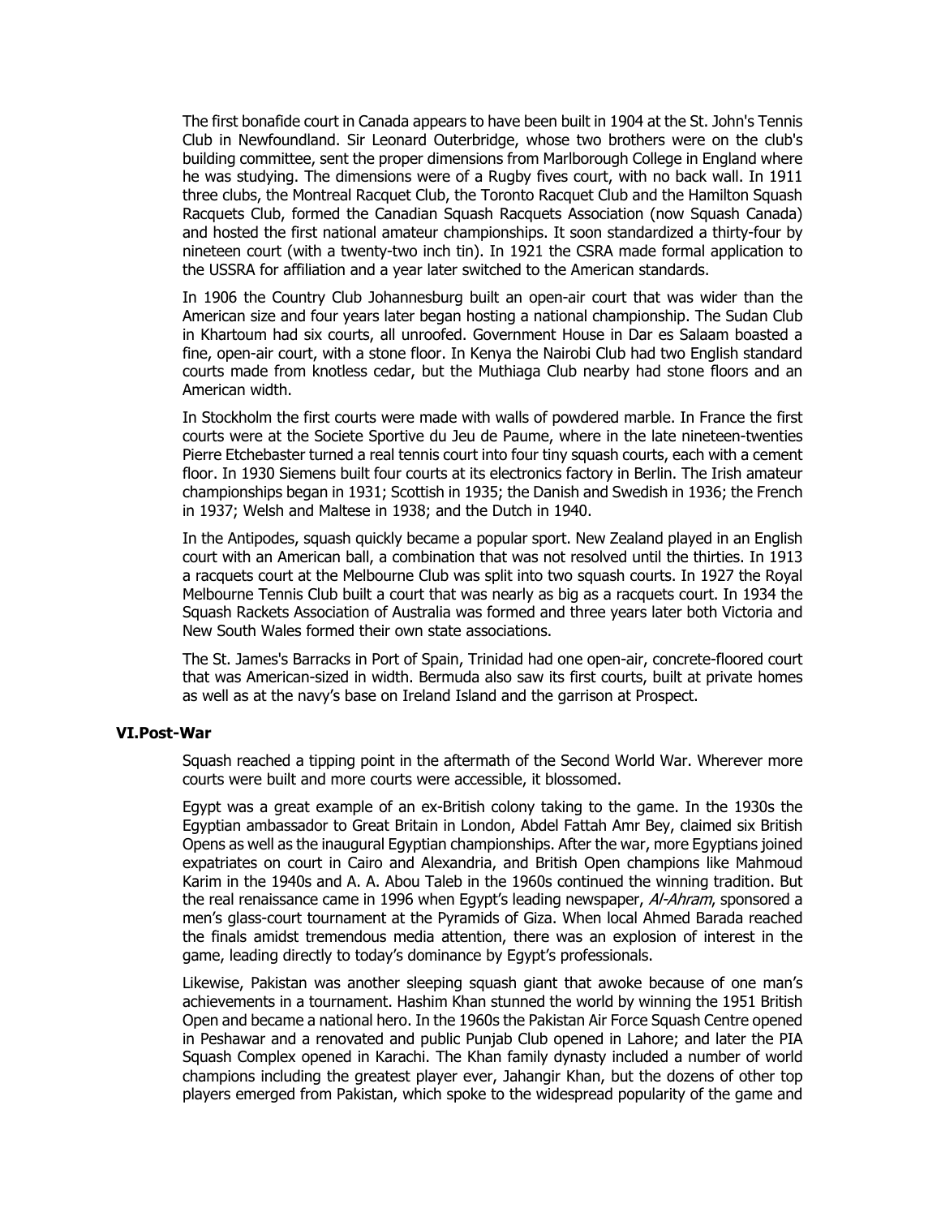The first bonafide court in Canada appears to have been built in 1904 at the St. John's Tennis Club in Newfoundland. Sir Leonard Outerbridge, whose two brothers were on the club's building committee, sent the proper dimensions from Marlborough College in England where he was studying. The dimensions were of a Rugby fives court, with no back wall. In 1911 three clubs, the Montreal Racquet Club, the Toronto Racquet Club and the Hamilton Squash Racquets Club, formed the Canadian Squash Racquets Association (now Squash Canada) and hosted the first national amateur championships. It soon standardized a thirty-four by nineteen court (with a twenty-two inch tin). In 1921 the CSRA made formal application to the USSRA for affiliation and a year later switched to the American standards.

In 1906 the Country Club Johannesburg built an open-air court that was wider than the American size and four years later began hosting a national championship. The Sudan Club in Khartoum had six courts, all unroofed. Government House in Dar es Salaam boasted a fine, open-air court, with a stone floor. In Kenya the Nairobi Club had two English standard courts made from knotless cedar, but the Muthiaga Club nearby had stone floors and an American width.

In Stockholm the first courts were made with walls of powdered marble. In France the first courts were at the Societe Sportive du Jeu de Paume, where in the late nineteen-twenties Pierre Etchebaster turned a real tennis court into four tiny squash courts, each with a cement floor. In 1930 Siemens built four courts at its electronics factory in Berlin. The Irish amateur championships began in 1931; Scottish in 1935; the Danish and Swedish in 1936; the French in 1937; Welsh and Maltese in 1938; and the Dutch in 1940.

In the Antipodes, squash quickly became a popular sport. New Zealand played in an English court with an American ball, a combination that was not resolved until the thirties. In 1913 a racquets court at the Melbourne Club was split into two squash courts. In 1927 the Royal Melbourne Tennis Club built a court that was nearly as big as a racquets court. In 1934 the Squash Rackets Association of Australia was formed and three years later both Victoria and New South Wales formed their own state associations.

The St. James's Barracks in Port of Spain, Trinidad had one open-air, concrete-floored court that was American-sized in width. Bermuda also saw its first courts, built at private homes as well as at the navy's base on Ireland Island and the garrison at Prospect.

## VI. Post-War

Squash reached a tipping point in the aftermath of the Second World War. Wherever more courts were built and more courts were accessible, it blossomed.

Egypt was a great example of an ex-British colony taking to the game. In the 1930s the Egyptian ambassador to Great Britain in London, Abdel Fattah Amr Bey, claimed six British Opens as well as the inaugural Egyptian championships. After the war, more Egyptians joined expatriates on court in Cairo and Alexandria, and British Open champions like Mahmoud Karim in the 1940s and A. A. Abou Taleb in the 1960s continued the winning tradition. But the real renaissance came in 1996 when Egypt's leading newspaper, *Al-Ahram*, sponsored a men's glass-court tournament at the Pyramids of Giza. When local Ahmed Barada reached the finals amidst tremendous media attention, there was an explosion of interest in the game, leading directly to today's dominance by Egypt's professionals.

Likewise, Pakistan was another sleeping squash giant that awoke because of one man's achievements in a tournament. Hashim Khan stunned the world by winning the 1951 British Open and became a national hero. In the 1960s the Pakistan Air Force Squash Centre opened in Peshawar and a renovated and public Punjab Club opened in Lahore; and later the PIA Squash Complex opened in Karachi. The Khan family dynasty included a number of world champions including the greatest player ever, Jahangir Khan, but the dozens of other top players emerged from Pakistan, which spoke to the widespread popularity of the game and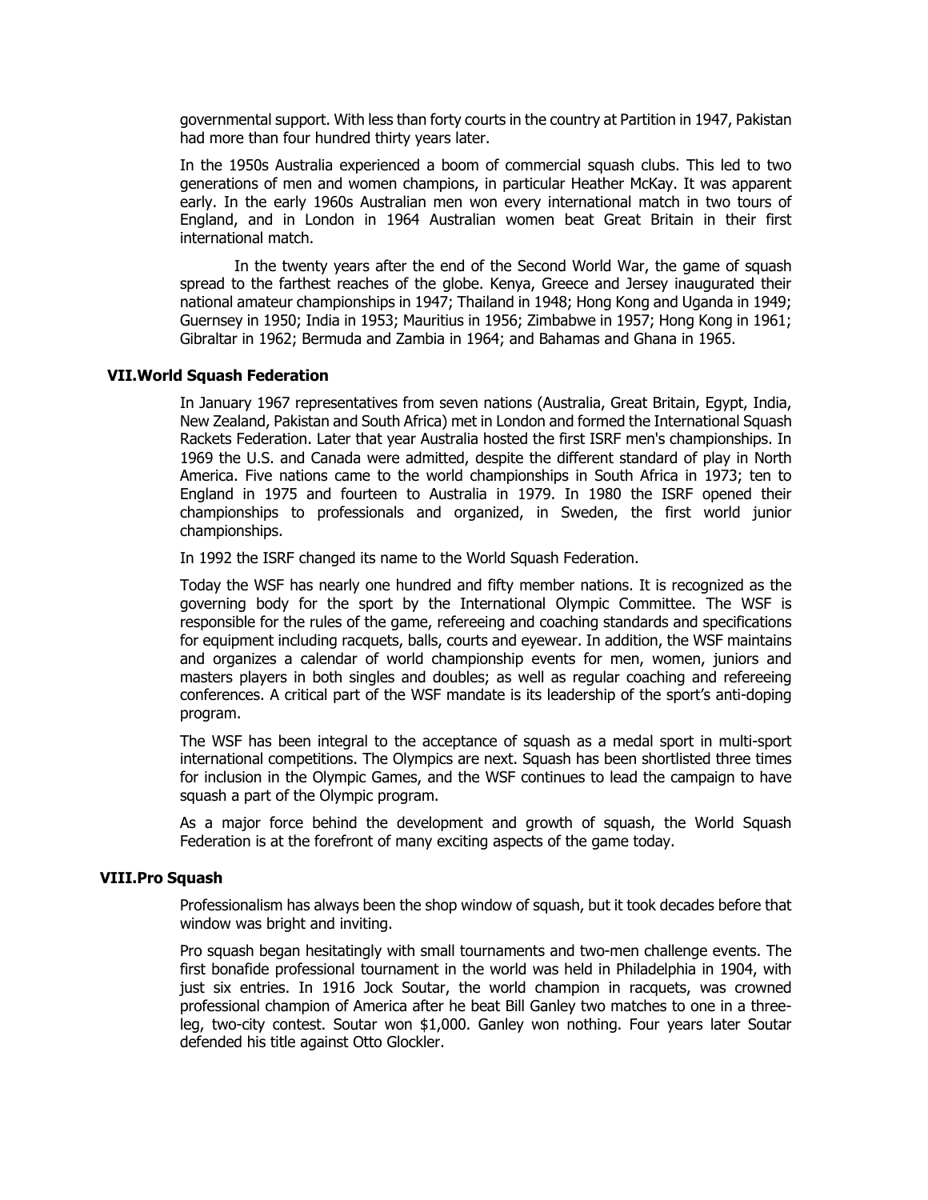governmental support. With less than forty courts in the country at Partition in 1947, Pakistan had more than four hundred thirty years later.

In the 1950s Australia experienced a boom of commercial squash clubs. This led to two generations of men and women champions, in particular Heather McKay. It was apparent early. In the early 1960s Australian men won every international match in two tours of England, and in London in 1964 Australian women beat Great Britain in their first international match.

In the twenty years after the end of the Second World War, the game of squash spread to the farthest reaches of the globe. Kenya, Greece and Jersey inaugurated their national amateur championships in 1947; Thailand in 1948; Hong Kong and Uganda in 1949; Guernsey in 1950; India in 1953; Mauritius in 1956; Zimbabwe in 1957; Hong Kong in 1961; Gibraltar in 1962; Bermuda and Zambia in 1964; and Bahamas and Ghana in 1965.

## VII. World Squash Federation

In January 1967 representatives from seven nations (Australia, Great Britain, Egypt, India, New Zealand, Pakistan and South Africa) met in London and formed the International Squash Rackets Federation. Later that year Australia hosted the first ISRF men's championships. In 1969 the U.S. and Canada were admitted, despite the different standard of play in North America. Five nations came to the world championships in South Africa in 1973; ten to England in 1975 and fourteen to Australia in 1979. In 1980 the ISRF opened their championships to professionals and organized, in Sweden, the first world junior championships.

In 1992 the ISRF changed its name to the World Squash Federation.

Today the WSF has nearly one hundred and fifty member nations. It is recognized as the governing body for the sport by the International Olympic Committee. The WSF is responsible for the rules of the game, refereeing and coaching standards and specifications for equipment including racquets, balls, courts and eyewear. In addition, the WSF maintains and organizes a calendar of world championship events for men, women, juniors and masters players in both singles and doubles; as well as regular coaching and refereeing conferences. A critical part of the WSF mandate is its leadership of the sport's anti-doping program.

The WSF has been integral to the acceptance of squash as a medal sport in multi-sport international competitions. The Olympics are next. Squash has been shortlisted three times for inclusion in the Olympic Games, and the WSF continues to lead the campaign to have squash a part of the Olympic program.

As a major force behind the development and growth of squash, the World Squash Federation is at the forefront of many exciting aspects of the game today.

## VIII. Pro Squash

Professionalism has always been the shop window of squash, but it took decades before that window was bright and inviting.

Pro squash began hesitatingly with small tournaments and two-men challenge events. The first bonafide professional tournament in the world was held in Philadelphia in 1904, with just six entries. In 1916 Jock Soutar, the world champion in racquets, was crowned professional champion of America after he beat Bill Ganley two matches to one in a three-leg, two-city contest. Soutar won $1,000. Ganley won nothing. Four years later Soutar defended his title against Otto Glockler.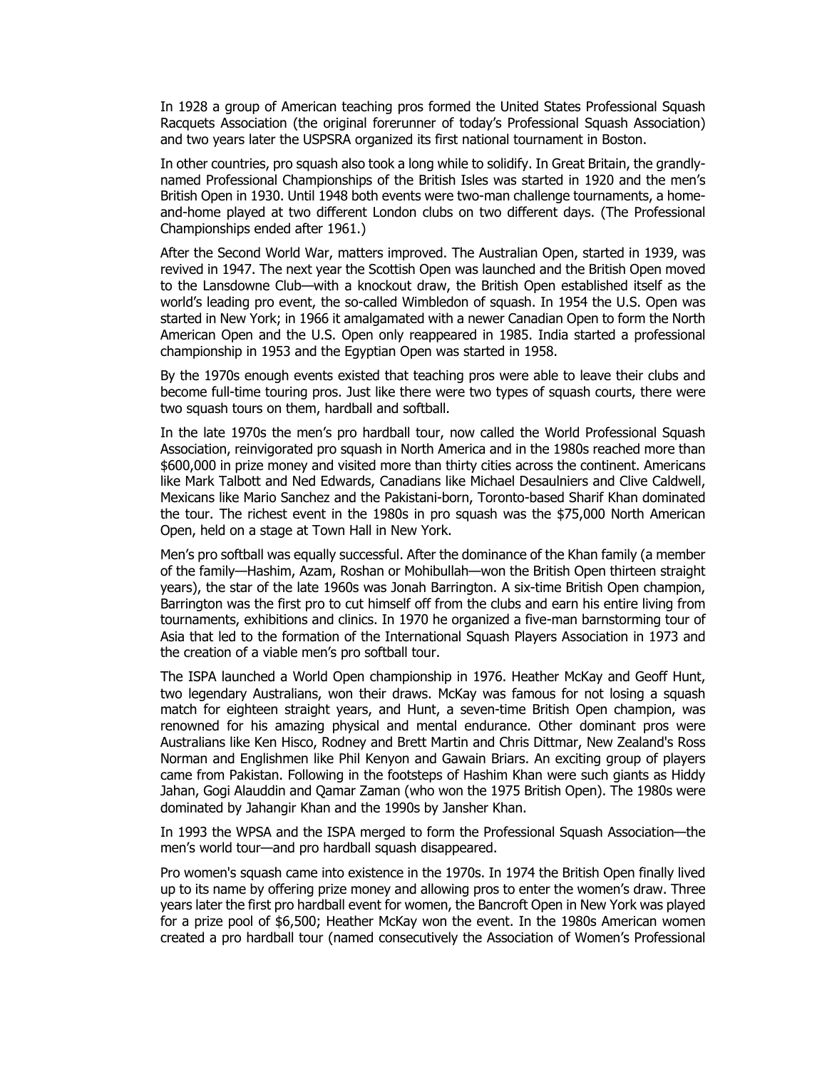In 1928 a group of American teaching pros formed the United States Professional Squash Racquets Association (the original forerunner of today's Professional Squash Association) and two years later the USPSRA organized its first national tournament in Boston.

In other countries, pro squash also took a long while to solidify. In Great Britain, the grandly-named Professional Championships of the British Isles was started in 1920 and the men's British Open in 1930. Until 1948 both events were two-man challenge tournaments, a home-and-home played at two different London clubs on two different days. (The Professional Championships ended after 1961.)

After the Second World War, matters improved. The Australian Open, started in 1939, was revived in 1947. The next year the Scottish Open was launched and the British Open moved to the Lansdowne Club—with a knockout draw, the British Open established itself as the world's leading pro event, the so-called Wimbledon of squash. In 1954 the U.S. Open was started in New York; in 1966 it amalgamated with a newer Canadian Open to form the North American Open and the U.S. Open only reappeared in 1985. India started a professional championship in 1953 and the Egyptian Open was started in 1958.

By the 1970s enough events existed that teaching pros were able to leave their clubs and become full-time touring pros. Just like there were two types of squash courts, there were two squash tours on them, hardball and softball.

In the late 1970s the men's pro hardball tour, now called the World Professional Squash Association, reinvigorated pro squash in North America and in the 1980s reached more than $600,000 in prize money and visited more than thirty cities across the continent. Americans like Mark Talbott and Ned Edwards, Canadians like Michael Desaulniers and Clive Caldwell, Mexicans like Mario Sanchez and the Pakistani-born, Toronto-based Sharif Khan dominated the tour. The richest event in the 1980s in pro squash was the $75,000 North American Open, held on a stage at Town Hall in New York.

Men's pro softball was equally successful. After the dominance of the Khan family (a member of the family—Hashim, Azam, Roshan or Mohibullah—won the British Open thirteen straight years), the star of the late 1960s was Jonah Barrington. A six-time British Open champion, Barrington was the first pro to cut himself off from the clubs and earn his entire living from tournaments, exhibitions and clinics. In 1970 he organized a five-man barnstorming tour of Asia that led to the formation of the International Squash Players Association in 1973 and the creation of a viable men's pro softball tour.

The ISPA launched a World Open championship in 1976. Heather McKay and Geoff Hunt, two legendary Australians, won their draws. McKay was famous for not losing a squash match for eighteen straight years, and Hunt, a seven-time British Open champion, was renowned for his amazing physical and mental endurance. Other dominant pros were Australians like Ken Hisco, Rodney and Brett Martin and Chris Dittmar, New Zealand's Ross Norman and Englishmen like Phil Kenyon and Gawain Briars. An exciting group of players came from Pakistan. Following in the footsteps of Hashim Khan were such giants as Hiddy Jahan, Gogi Alauddin and Qamar Zaman (who won the 1975 British Open). The 1980s were dominated by Jahangir Khan and the 1990s by Jansher Khan.

In 1993 the WPSA and the ISPA merged to form the Professional Squash Association—the men's world tour—and pro hardball squash disappeared.

Pro women's squash came into existence in the 1970s. In 1974 the British Open finally lived up to its name by offering prize money and allowing pros to enter the women's draw. Three years later the first pro hardball event for women, the Bancroft Open in New York was played for a prize pool of $6,500; Heather McKay won the event. In the 1980s American women created a pro hardball tour (named consecutively the Association of Women's Professional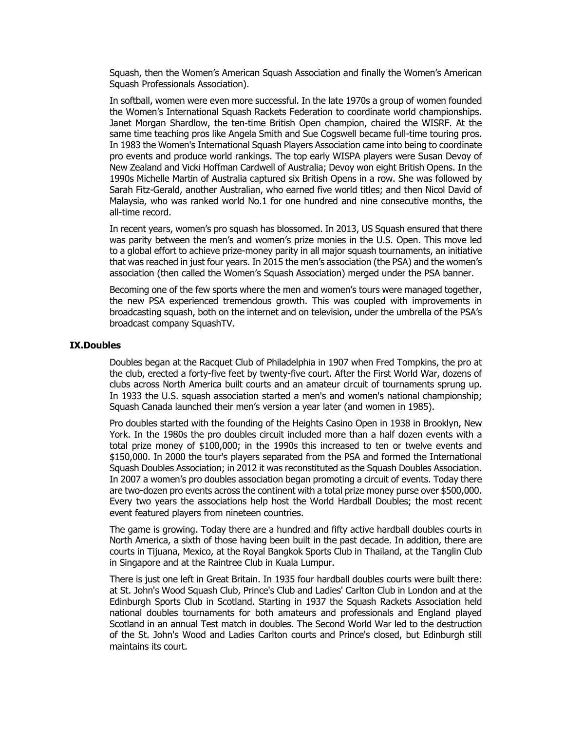Squash, then the Women's American Squash Association and finally the Women's American Squash Professionals Association).

In softball, women were even more successful. In the late 1970s a group of women founded the Women's International Squash Rackets Federation to coordinate world championships. Janet Morgan Shardlow, the ten-time British Open champion, chaired the WISRF. At the same time teaching pros like Angela Smith and Sue Cogswell became full-time touring pros. In 1983 the Women's International Squash Players Association came into being to coordinate pro events and produce world rankings. The top early WISPA players were Susan Devoy of New Zealand and Vicki Hoffman Cardwell of Australia; Devoy won eight British Opens. In the 1990s Michelle Martin of Australia captured six British Opens in a row. She was followed by Sarah Fitz-Gerald, another Australian, who earned five world titles; and then Nicol David of Malaysia, who was ranked world No.1 for one hundred and nine consecutive months, the all-time record.

In recent years, women's pro squash has blossomed. In 2013, US Squash ensured that there was parity between the men's and women's prize monies in the U.S. Open. This move led to a global effort to achieve prize-money parity in all major squash tournaments, an initiative that was reached in just four years. In 2015 the men's association (the PSA) and the women's association (then called the Women's Squash Association) merged under the PSA banner.

Becoming one of the few sports where the men and women's tours were managed together, the new PSA experienced tremendous growth. This was coupled with improvements in broadcasting squash, both on the internet and on television, under the umbrella of the PSA's broadcast company SquashTV.

## IX.Doubles

Doubles began at the Racquet Club of Philadelphia in 1907 when Fred Tompkins, the pro at the club, erected a forty-five feet by twenty-five court. After the First World War, dozens of clubs across North America built courts and an amateur circuit of tournaments sprung up. In 1933 the U.S. squash association started a men's and women's national championship; Squash Canada launched their men's version a year later (and women in 1985).

Pro doubles started with the founding of the Heights Casino Open in 1938 in Brooklyn, New York. In the 1980s the pro doubles circuit included more than a half dozen events with a total prize money of $100,000; in the 1990s this increased to ten or twelve events and $150,000. In 2000 the tour's players separated from the PSA and formed the International Squash Doubles Association; in 2012 it was reconstituted as the Squash Doubles Association. In 2007 a women's pro doubles association began promoting a circuit of events. Today there are two-dozen pro events across the continent with a total prize money purse over $500,000. Every two years the associations help host the World Hardball Doubles; the most recent event featured players from nineteen countries.

The game is growing. Today there are a hundred and fifty active hardball doubles courts in North America, a sixth of those having been built in the past decade. In addition, there are courts in Tijuana, Mexico, at the Royal Bangkok Sports Club in Thailand, at the Tanglin Club in Singapore and at the Raintree Club in Kuala Lumpur.

There is just one left in Great Britain. In 1935 four hardball doubles courts were built there: at St. John's Wood Squash Club, Prince's Club and Ladies' Carlton Club in London and at the Edinburgh Sports Club in Scotland. Starting in 1937 the Squash Rackets Association held national doubles tournaments for both amateurs and professionals and England played Scotland in an annual Test match in doubles. The Second World War led to the destruction of the St. John's Wood and Ladies Carlton courts and Prince's closed, but Edinburgh still maintains its court.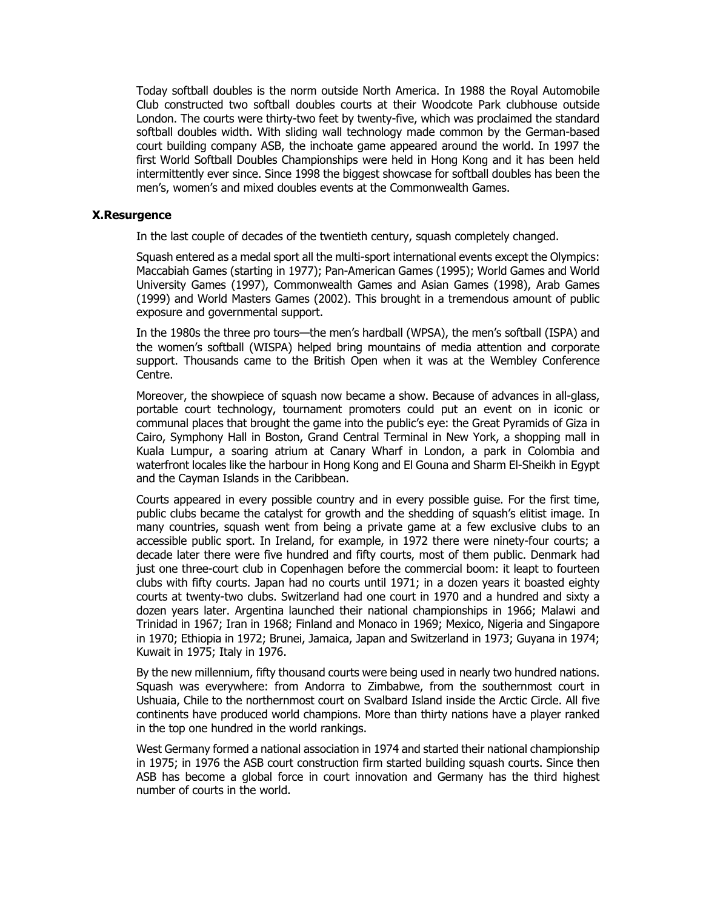Today softball doubles is the norm outside North America. In 1988 the Royal Automobile Club constructed two softball doubles courts at their Woodcote Park clubhouse outside London. The courts were thirty-two feet by twenty-five, which was proclaimed the standard softball doubles width. With sliding wall technology made common by the German-based court building company ASB, the inchoate game appeared around the world. In 1997 the first World Softball Doubles Championships were held in Hong Kong and it has been held intermittently ever since. Since 1998 the biggest showcase for softball doubles has been the men's, women's and mixed doubles events at the Commonwealth Games.

### X.Resurgence

In the last couple of decades of the twentieth century, squash completely changed.

Squash entered as a medal sport all the multi-sport international events except the Olympics: Maccabiah Games (starting in 1977); Pan-American Games (1995); World Games and World University Games (1997), Commonwealth Games and Asian Games (1998), Arab Games (1999) and World Masters Games (2002). This brought in a tremendous amount of public exposure and governmental support.

In the 1980s the three pro tours—the men's hardball (WPSA), the men's softball (ISPA) and the women's softball (WISPA) helped bring mountains of media attention and corporate support. Thousands came to the British Open when it was at the Wembley Conference Centre.

Moreover, the showpiece of squash now became a show. Because of advances in all-glass, portable court technology, tournament promoters could put an event on in iconic or communal places that brought the game into the public's eye: the Great Pyramids of Giza in Cairo, Symphony Hall in Boston, Grand Central Terminal in New York, a shopping mall in Kuala Lumpur, a soaring atrium at Canary Wharf in London, a park in Colombia and waterfront locales like the harbour in Hong Kong and El Gouna and Sharm El-Sheikh in Egypt and the Cayman Islands in the Caribbean.

Courts appeared in every possible country and in every possible guise. For the first time, public clubs became the catalyst for growth and the shedding of squash's elitist image. In many countries, squash went from being a private game at a few exclusive clubs to an accessible public sport. In Ireland, for example, in 1972 there were ninety-four courts; a decade later there were five hundred and fifty courts, most of them public. Denmark had just one three-court club in Copenhagen before the commercial boom: it leapt to fourteen clubs with fifty courts. Japan had no courts until 1971; in a dozen years it boasted eighty courts at twenty-two clubs. Switzerland had one court in 1970 and a hundred and sixty a dozen years later. Argentina launched their national championships in 1966; Malawi and Trinidad in 1967; Iran in 1968; Finland and Monaco in 1969; Mexico, Nigeria and Singapore in 1970; Ethiopia in 1972; Brunei, Jamaica, Japan and Switzerland in 1973; Guyana in 1974; Kuwait in 1975; Italy in 1976.

By the new millennium, fifty thousand courts were being used in nearly two hundred nations. Squash was everywhere: from Andorra to Zimbabwe, from the southernmost court in Ushuaia, Chile to the northernmost court on Svalbard Island inside the Arctic Circle. All five continents have produced world champions. More than thirty nations have a player ranked in the top one hundred in the world rankings.

West Germany formed a national association in 1974 and started their national championship in 1975; in 1976 the ASB court construction firm started building squash courts. Since then ASB has become a global force in court innovation and Germany has the third highest number of courts in the world.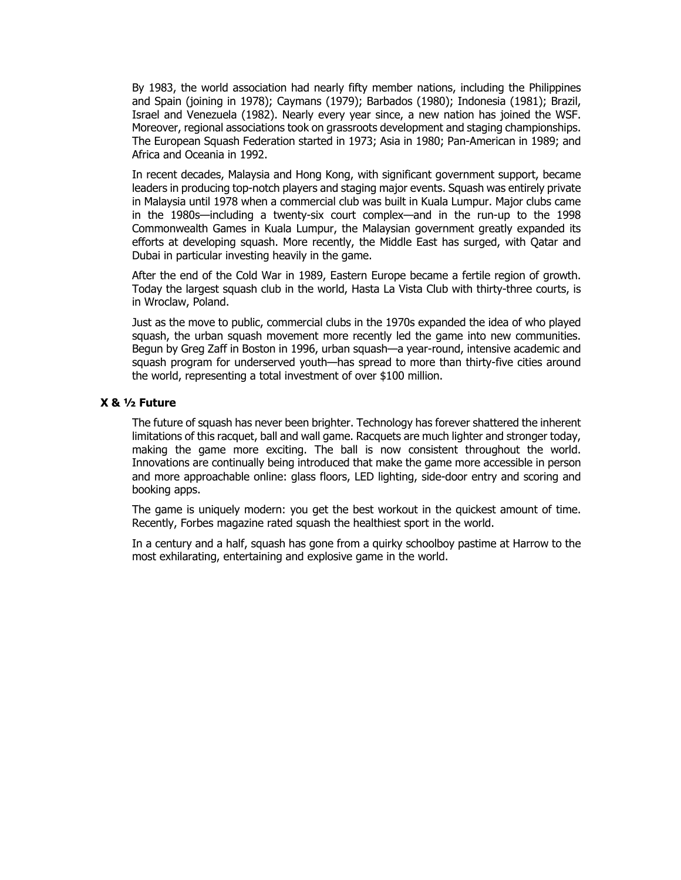By 1983, the world association had nearly fifty member nations, including the Philippines and Spain (joining in 1978); Caymans (1979); Barbados (1980); Indonesia (1981); Brazil, Israel and Venezuela (1982). Nearly every year since, a new nation has joined the WSF. Moreover, regional associations took on grassroots development and staging championships. The European Squash Federation started in 1973; Asia in 1980; Pan-American in 1989; and Africa and Oceania in 1992.

In recent decades, Malaysia and Hong Kong, with significant government support, became leaders in producing top-notch players and staging major events. Squash was entirely private in Malaysia until 1978 when a commercial club was built in Kuala Lumpur. Major clubs came in the 1980s—including a twenty-six court complex—and in the run-up to the 1998 Commonwealth Games in Kuala Lumpur, the Malaysian government greatly expanded its efforts at developing squash. More recently, the Middle East has surged, with Qatar and Dubai in particular investing heavily in the game.

After the end of the Cold War in 1989, Eastern Europe became a fertile region of growth. Today the largest squash club in the world, Hasta La Vista Club with thirty-three courts, is in Wroclaw, Poland.

Just as the move to public, commercial clubs in the 1970s expanded the idea of who played squash, the urban squash movement more recently led the game into new communities. Begun by Greg Zaff in Boston in 1996, urban squash—a year-round, intensive academic and squash program for underserved youth—has spread to more than thirty-five cities around the world, representing a total investment of over $100 million.

## X & ½ Future

The future of squash has never been brighter. Technology has forever shattered the inherent limitations of this racquet, ball and wall game. Racquets are much lighter and stronger today, making the game more exciting. The ball is now consistent throughout the world. Innovations are continually being introduced that make the game more accessible in person and more approachable online: glass floors, LED lighting, side-door entry and scoring and booking apps.

The game is uniquely modern: you get the best workout in the quickest amount of time. Recently, Forbes magazine rated squash the healthiest sport in the world.

In a century and a half, squash has gone from a quirky schoolboy pastime at Harrow to the most exhilarating, entertaining and explosive game in the world.